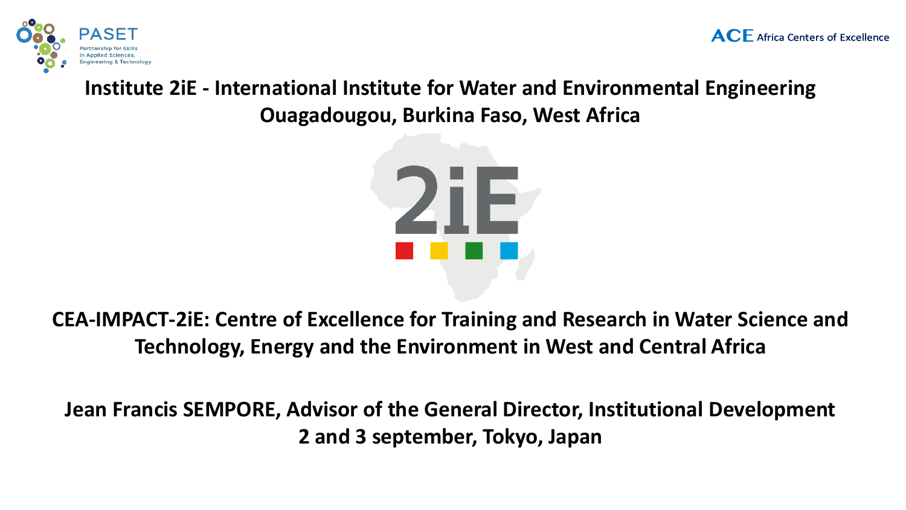PASET
Partnership for Skills in Applied Sciences, Engineering & Technology

ACE Africa Centers of Excellence

# Institute 2iE - International Institute for Water and Environmental Engineering
# Ouagadougou, Burkina Faso, West Africa

2iE

## CEA-IMPACT-2iE: Centre of Excellence for Training and Research in Water Science and Technology, Energy and the Environment in West and Central Africa

**Jean Francis SEMPORE, Advisor of the General Director, Institutional Development**

**2 and 3 september, Tokyo, Japan**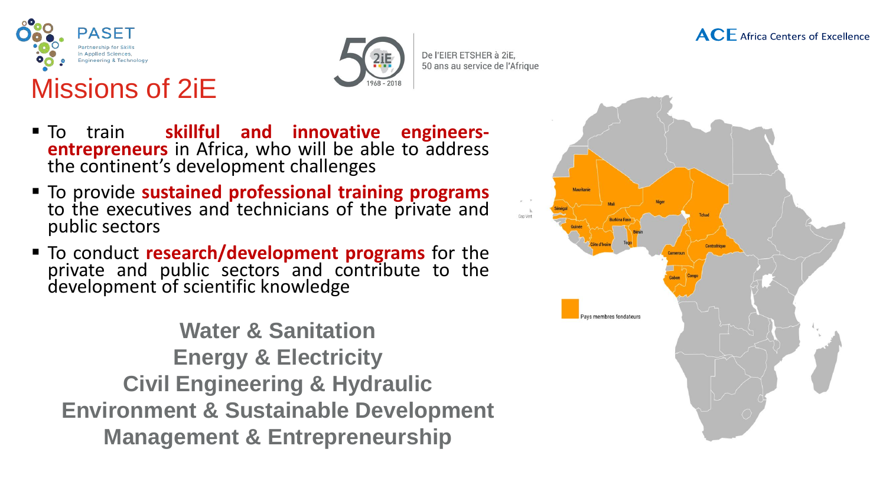PASET
Partnership for Skills in Applied Sciences, Engineering & Technology

2iE 1968 - 2018

De l'EIER ETSHER à 2iE, 50 ans au service de l'Afrique

ACE Africa Centers of Excellence

# Missions of 2iE

- To train **skillful and innovative engineers-entrepreneurs** in Africa, who will be able to address the continent's development challenges
- To provide **sustained professional training programs** to the executives and technicians of the private and public sectors
- To conduct **research/development programs** for the private and public sectors and contribute to the development of scientific knowledge

**Water & Sanitation**
**Energy & Electricity**
**Civil Engineering & Hydraulic**
**Environment & Sustainable Development**
**Management & Entrepreneurship**

Mauritanie, Mali, Niger, Tchad, Sénégal, Cap Vert, Guinée, Burkina Faso, Bénin, Côte d'Ivoire, Togo, Cameroun, Centrafrique, Gabon, Congo

Pays membres fondateurs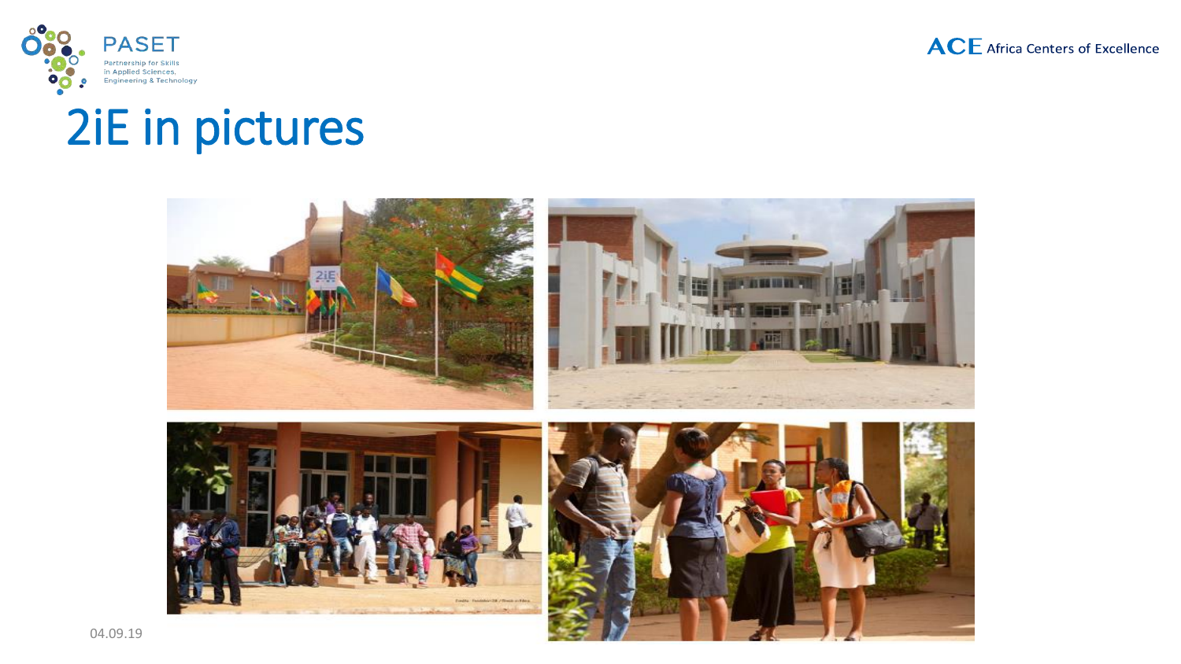# 2iE in pictures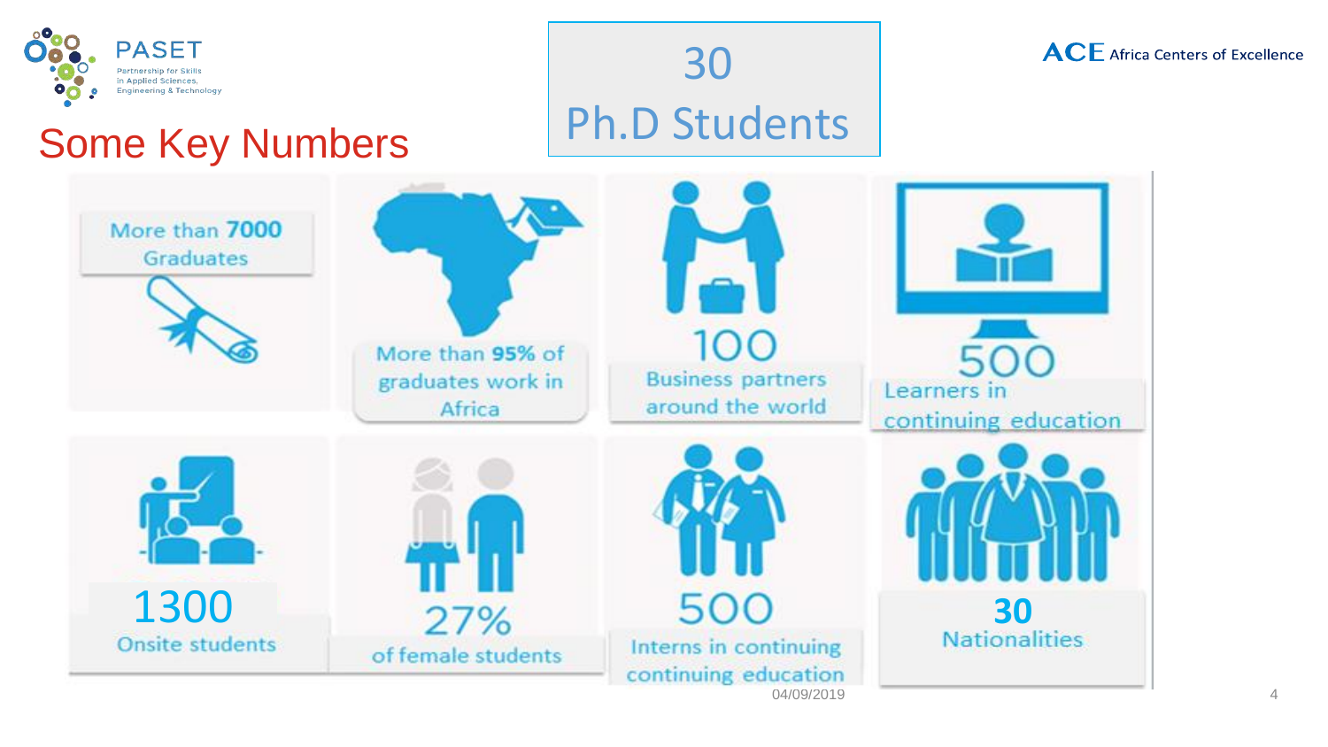## Some Key Numbers

**30 Ph.D Students**

- More than **7000** Graduates
- More than **95%** of graduates work in Africa
- 100 Business partners around the world
- 500 Learners in continuing education
- 1300 Onsite students
- 27% of female students
- 500 Interns in continuing continuing education
- **30** Nationalities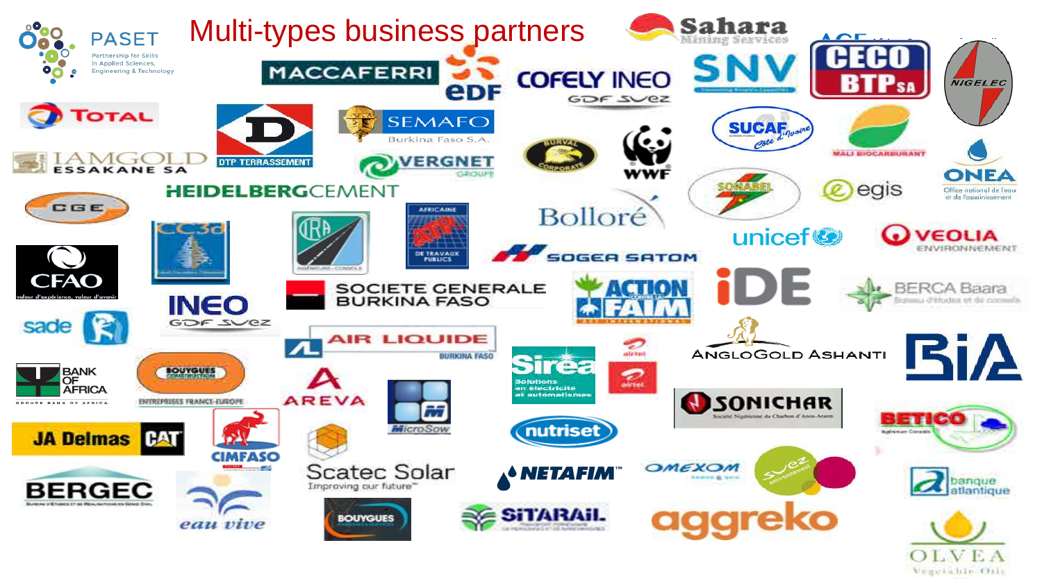# Multi-types business partners

PASET
Partnership for Skills in Applied Sciences, Engineering & Technology

MACCAFERRI
EDF
COFELY INEO GDF SUEZ
Sahara Mining Services
SNV
CECO BTP SA
NIGELEC
TOTAL
DTP TERRASSEMENT
SEMAFO Burkina Faso S.A.
VERGNET GROUPE
BURVAL CORPORATE
WWF
SUCAF Côte d'Ivoire
MALI BIOCARBURANT
ONEA Office national de l'eau et de l'assainissement
IAMGOLD ESSAKANE SA
HEIDELBERGCEMENT
SONABEL
egis
CGE
CC3d
IRA Ingénieurs-Conseils
AFRICAINE ATP DE TRAVAUX PUBLICS
Bolloré
unicef
VEOLIA ENVIRONNEMENT
CFAO valeur d'expérience, valeur d'avenir
SOGEA SATOM
SOCIETE GENERALE BURKINA FASO
ACTION CONTRE LA FAIM
iDE
BERCA Baara Bureau d'études et de conseils
sade
INEO GDF SUEZ
AIR LIQUIDE BURKINA FASO
Sirea Solutions en électricité et automatismes
airtel
ANGLOGOLD ASHANTI
BIA
BANK OF AFRICA GROUPE BANK OF AFRICA
BOUYGUES CONSTRUCTION ENTREPRISES FRANCE-EUROPE
AREVA
MicroSow
nutriset
SONICHAR Société Nigérienne du Charbon d'Anou-Araren
BETICO Ingénieurs Conseils
JA Delmas CAT
CIMFASO
Scatec Solar Improving our future
NETAFIM
OMEXOM
suez environnement
banque atlantique
BERGEC
eau vive
BOUYGUES
SITARAIL
aggreko
OLVEA Vegetable Oils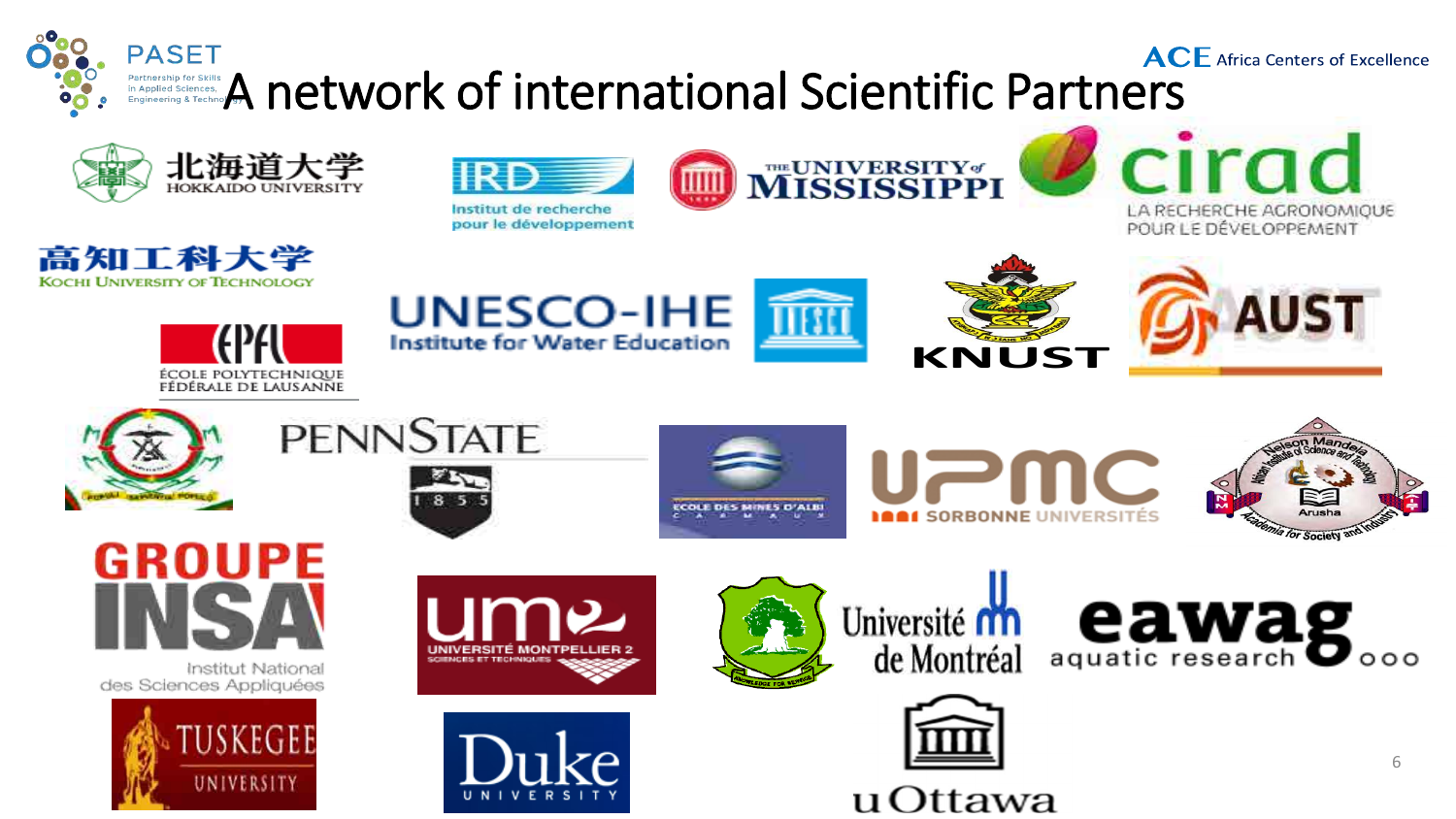# A network of international Scientific Partners

PASET
Partnership for Skills in Applied Sciences, Engineering & Technology

ACE Africa Centers of Excellence

北海道大学 HOKKAIDO UNIVERSITY

IRD Institut de recherche pour le développement

THE UNIVERSITY of MISSISSIPPI

cirad LA RECHERCHE AGRONOMIQUE POUR LE DÉVELOPPEMENT

高知工科大学 KOCHI UNIVERSITY OF TECHNOLOGY

EPFL ÉCOLE POLYTECHNIQUE FÉDÉRALE DE LAUSANNE

UNESCO-IHE Institute for Water Education

KNUST

AUST

PENNSTATE 1855

ECOLE DES MINES D'ALBI CARMAUX

UPMC SORBONNE UNIVERSITÉS

Nelson Mandela African Institute of Science and Technology, Arusha — Academia for Society and Industry

GROUPE INSA Institut National des Sciences Appliquées

UM2 UNIVERSITÉ MONTPELLIER 2 SCIENCES ET TECHNIQUES

Université de Montréal

eawag aquatic research

TUSKEGEE UNIVERSITY

Duke UNIVERSITY

uOttawa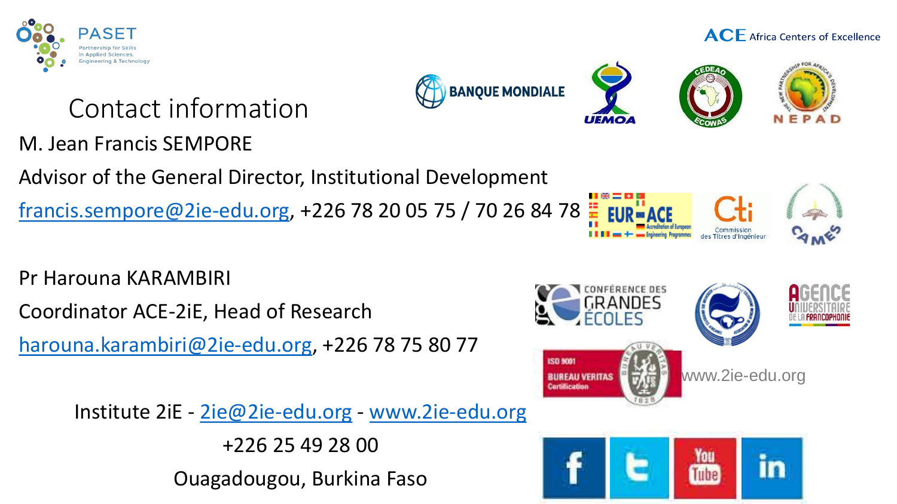# Contact information

M. Jean Francis SEMPORE

Advisor of the General Director, Institutional Development

francis.sempore@2ie-edu.org, +226 78 20 05 75 / 70 26 84 78

Pr Harouna KARAMBIRI

Coordinator ACE-2iE, Head of Research

harouna.karambiri@2ie-edu.org, +226 78 75 80 77

Institute 2iE - 2ie@2ie-edu.org - www.2ie-edu.org

+226 25 49 28 00

Ouagadougou, Burkina Faso

www.2ie-edu.org